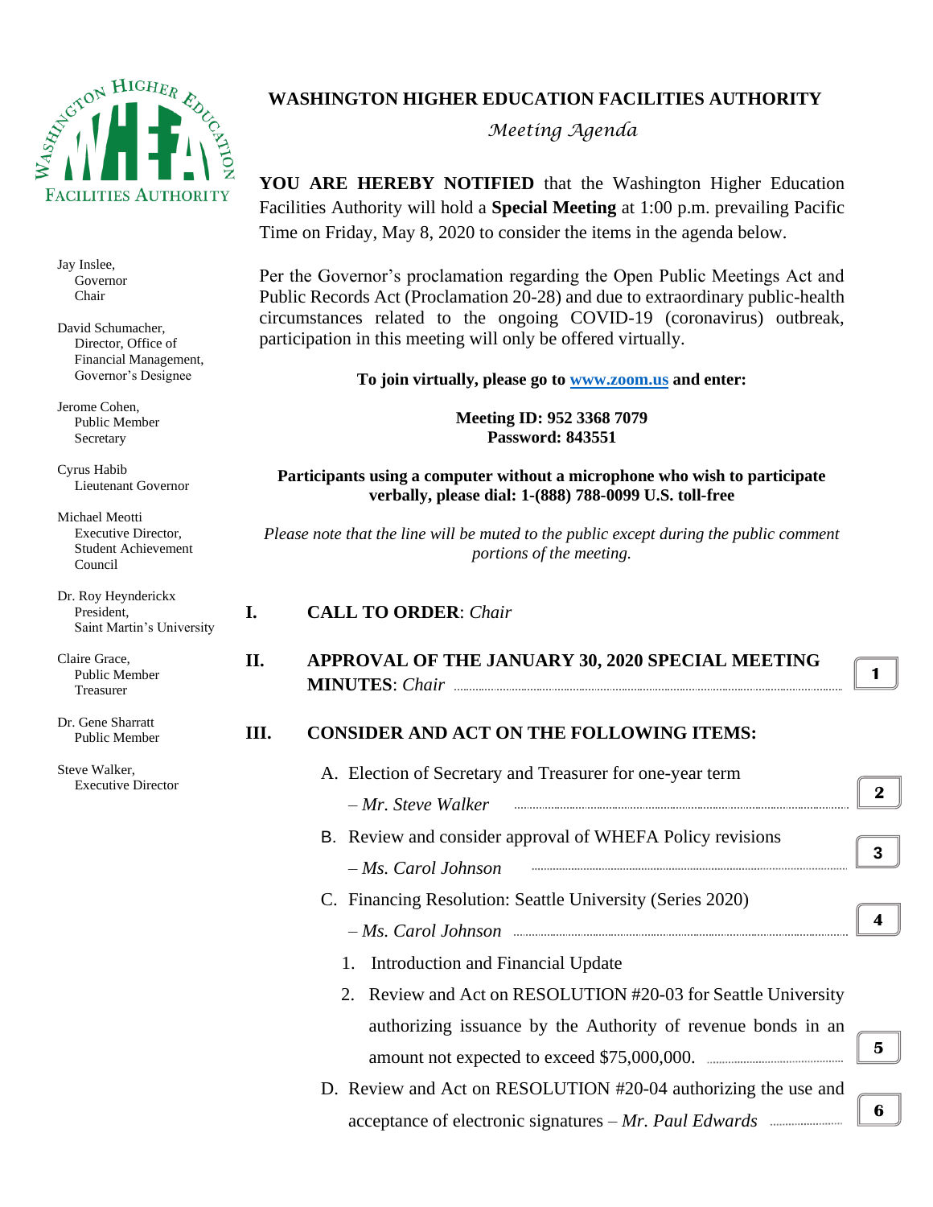WASHINGTON HIGHER EDUCATION FACILITIES AUTHORITY

Jay Inslee,
Governor
Chair

David Schumacher,
Director, Office of Financial Management,
Governor's Designee

Jerome Cohen,
Public Member
Secretary

Cyrus Habib
Lieutenant Governor

Michael Meotti
Executive Director,
Student Achievement Council

Dr. Roy Heynderickx
President,
Saint Martin's University

Claire Grace,
Public Member
Treasurer

Dr. Gene Sharratt
Public Member

Steve Walker,
Executive Director

# WASHINGTON HIGHER EDUCATION FACILITIES AUTHORITY

*Meeting Agenda*

**YOU ARE HEREBY NOTIFIED** that the Washington Higher Education Facilities Authority will hold a **Special Meeting** at 1:00 p.m. prevailing Pacific Time on Friday, May 8, 2020 to consider the items in the agenda below.

Per the Governor's proclamation regarding the Open Public Meetings Act and Public Records Act (Proclamation 20-28) and due to extraordinary public-health circumstances related to the ongoing COVID-19 (coronavirus) outbreak, participation in this meeting will only be offered virtually.

**To join virtually, please go to [www.zoom.us](http://www.zoom.us) and enter:**

**Meeting ID: 952 3368 7079**
**Password: 843551**

**Participants using a computer without a microphone who wish to participate verbally, please dial: 1-(888) 788-0099 U.S. toll-free**

*Please note that the line will be muted to the public except during the public comment portions of the meeting.*

**I. CALL TO ORDER**: *Chair*

**II. APPROVAL OF THE JANUARY 30, 2020 SPECIAL MEETING MINUTES**: *Chair* ........ **1**

**III. CONSIDER AND ACT ON THE FOLLOWING ITEMS:**

A. Election of Secretary and Treasurer for one-year term – *Mr. Steve Walker* ........ **2**

B. Review and consider approval of WHEFA Policy revisions – *Ms. Carol Johnson* ........ **3**

C. Financing Resolution: Seattle University (Series 2020) – *Ms. Carol Johnson* ........ **4**

1. Introduction and Financial Update
2. Review and Act on RESOLUTION #20-03 for Seattle University authorizing issuance by the Authority of revenue bonds in an amount not expected to exceed $75,000,000. ........ **5**

D. Review and Act on RESOLUTION #20-04 authorizing the use and acceptance of electronic signatures – *Mr. Paul Edwards* ........ **6**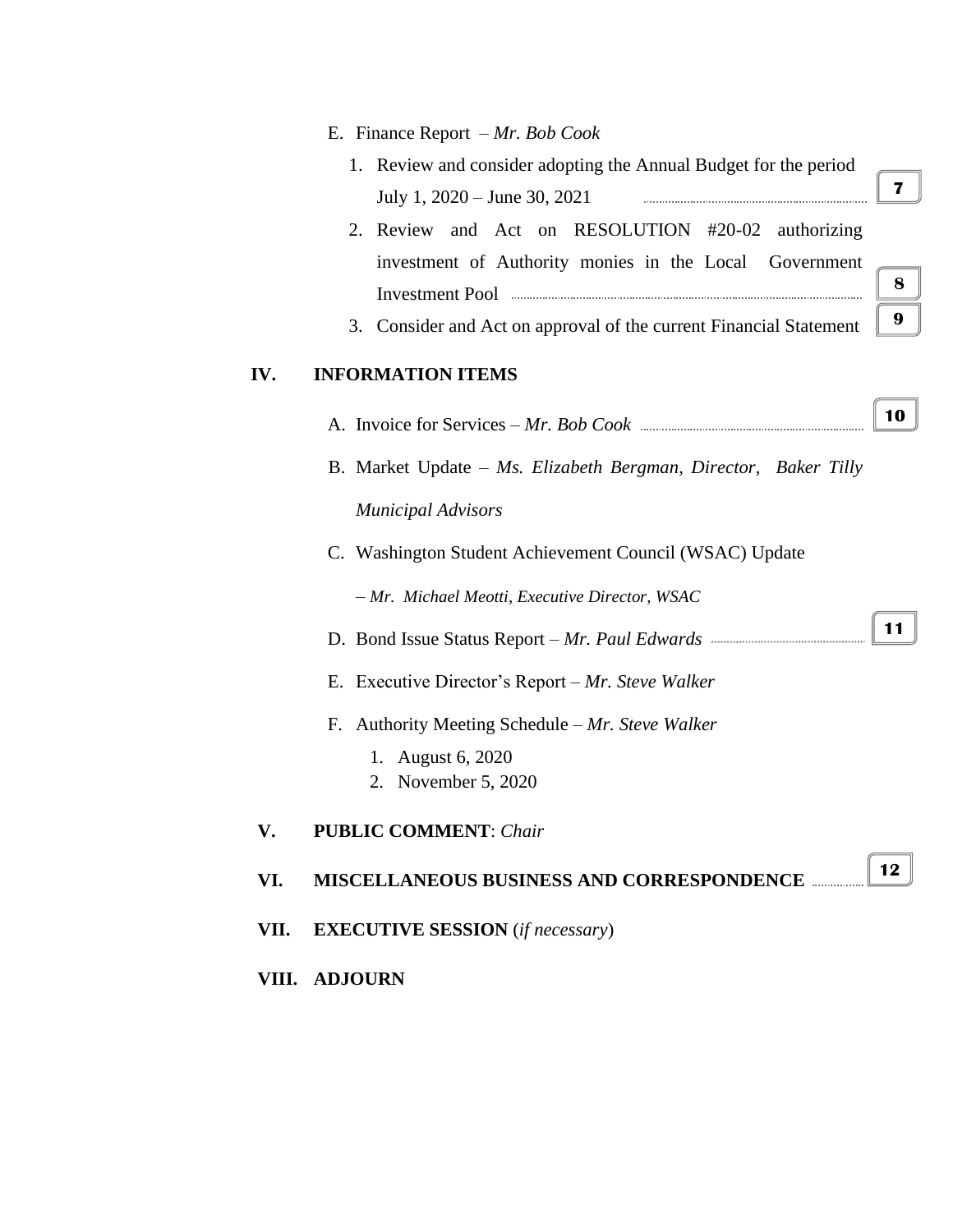E. Finance Report – *Mr. Bob Cook*

1. Review and consider adopting the Annual Budget for the period July 1, 2020 – June 30, 2021 ........ **7**
2. Review and Act on RESOLUTION #20-02 authorizing investment of Authority monies in the Local Government Investment Pool ........ **8**
3. Consider and Act on approval of the current Financial Statement **9**

## IV. INFORMATION ITEMS

A. Invoice for Services – *Mr. Bob Cook* ........ **10**

B. Market Update – *Ms. Elizabeth Bergman, Director, Baker Tilly Municipal Advisors*

C. Washington Student Achievement Council (WSAC) Update – *Mr. Michael Meotti, Executive Director, WSAC*

D. Bond Issue Status Report – *Mr. Paul Edwards* ........ **11**

E. Executive Director's Report – *Mr. Steve Walker*

F. Authority Meeting Schedule – *Mr. Steve Walker*

1. August 6, 2020
2. November 5, 2020

## V. PUBLIC COMMENT: *Chair*

## VI. MISCELLANEOUS BUSINESS AND CORRESPONDENCE ........ 12

## VII. EXECUTIVE SESSION (*if necessary*)

## VIII. ADJOURN